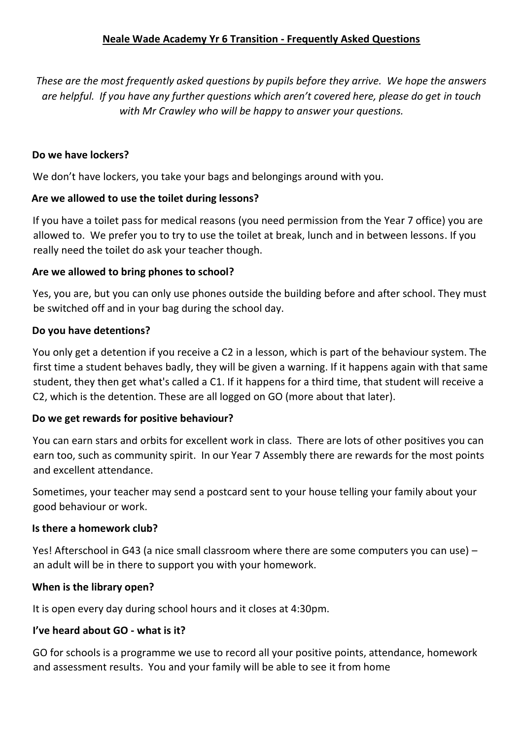# Neale Wade Academy Yr 6 Transition - Frequently Asked Questions

*These are the most frequently asked questions by pupils before they arrive. We hope the answers are helpful. If you have any further questions which aren't covered here, please do get in touch with Mr Crawley who will be happy to answer your questions.*

**Do we have lockers?**

We don't have lockers, you take your bags and belongings around with you.

**Are we allowed to use the toilet during lessons?**

If you have a toilet pass for medical reasons (you need permission from the Year 7 office) you are allowed to. We prefer you to try to use the toilet at break, lunch and in between lessons. If you really need the toilet do ask your teacher though.

**Are we allowed to bring phones to school?**

Yes, you are, but you can only use phones outside the building before and after school. They must be switched off and in your bag during the school day.

**Do you have detentions?**

You only get a detention if you receive a C2 in a lesson, which is part of the behaviour system. The first time a student behaves badly, they will be given a warning. If it happens again with that same student, they then get what's called a C1. If it happens for a third time, that student will receive a C2, which is the detention. These are all logged on GO (more about that later).

**Do we get rewards for positive behaviour?**

You can earn stars and orbits for excellent work in class. There are lots of other positives you can earn too, such as community spirit. In our Year 7 Assembly there are rewards for the most points and excellent attendance.

Sometimes, your teacher may send a postcard sent to your house telling your family about your good behaviour or work.

**Is there a homework club?**

Yes! Afterschool in G43 (a nice small classroom where there are some computers you can use) – an adult will be in there to support you with your homework.

**When is the library open?**

It is open every day during school hours and it closes at 4:30pm.

**I've heard about GO - what is it?**

GO for schools is a programme we use to record all your positive points, attendance, homework and assessment results. You and your family will be able to see it from home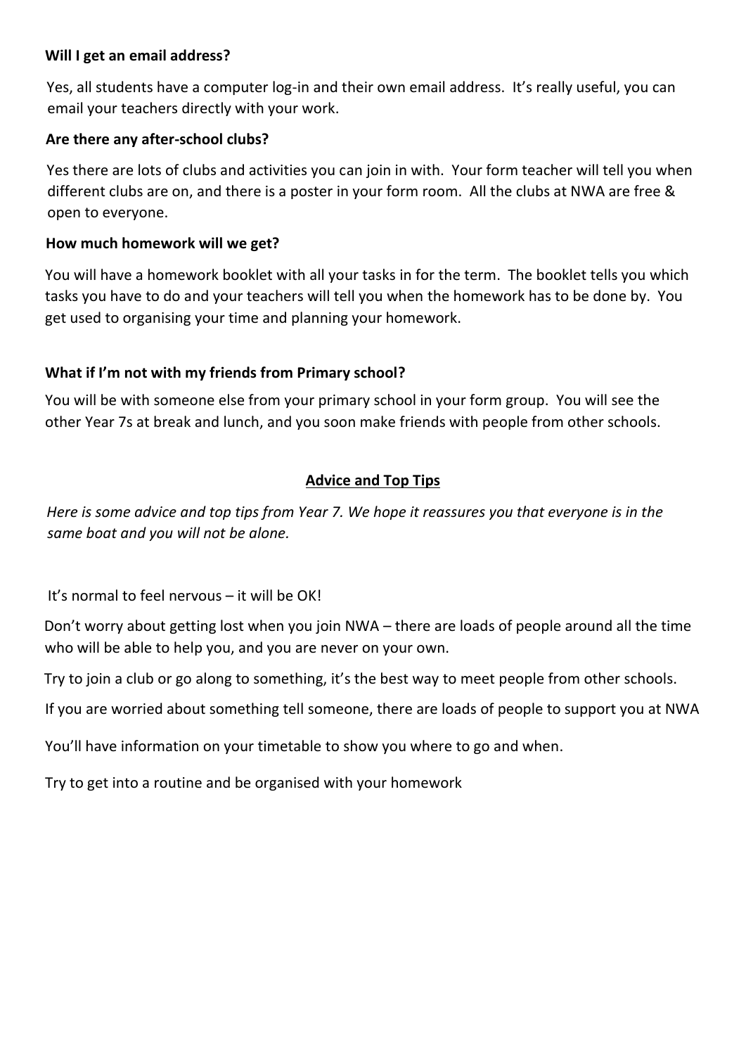**Will I get an email address?**

Yes, all students have a computer log-in and their own email address. It's really useful, you can email your teachers directly with your work.

**Are there any after-school clubs?**

Yes there are lots of clubs and activities you can join in with. Your form teacher will tell you when different clubs are on, and there is a poster in your form room. All the clubs at NWA are free & open to everyone.

**How much homework will we get?**

You will have a homework booklet with all your tasks in for the term. The booklet tells you which tasks you have to do and your teachers will tell you when the homework has to be done by. You get used to organising your time and planning your homework.

**What if I'm not with my friends from Primary school?**

You will be with someone else from your primary school in your form group. You will see the other Year 7s at break and lunch, and you soon make friends with people from other schools.

## <u>Advice and Top Tips</u>

*Here is some advice and top tips from Year 7. We hope it reassures you that everyone is in the same boat and you will not be alone.*

It's normal to feel nervous – it will be OK!

Don't worry about getting lost when you join NWA – there are loads of people around all the time who will be able to help you, and you are never on your own.

Try to join a club or go along to something, it's the best way to meet people from other schools.

If you are worried about something tell someone, there are loads of people to support you at NWA

You'll have information on your timetable to show you where to go and when.

Try to get into a routine and be organised with your homework